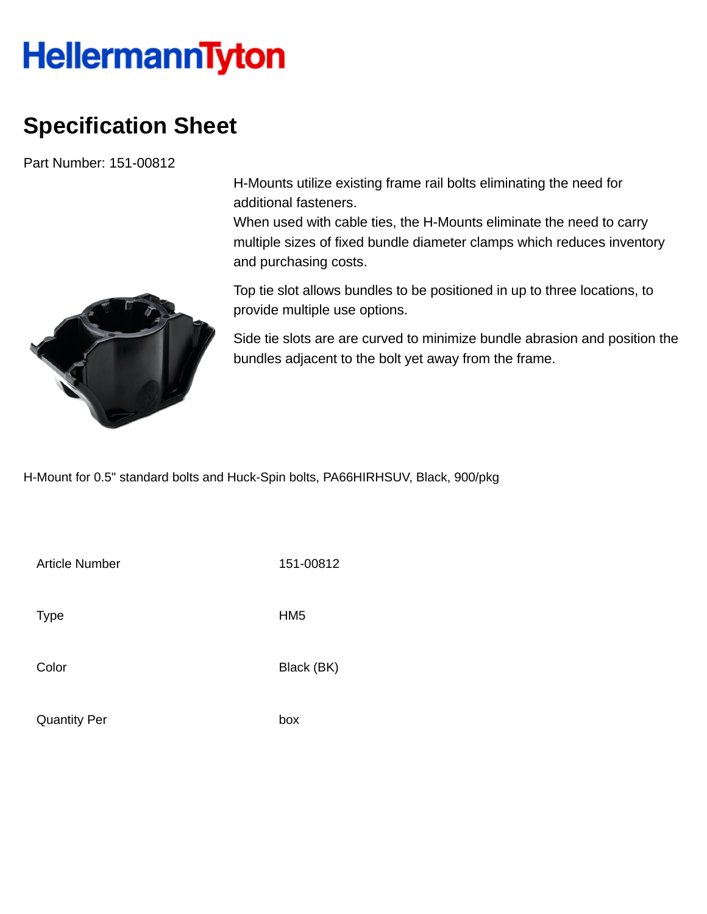HellermannTyton

# Specification Sheet

Part Number: 151-00812

H-Mounts utilize existing frame rail bolts eliminating the need for additional fasteners.
When used with cable ties, the H-Mounts eliminate the need to carry multiple sizes of fixed bundle diameter clamps which reduces inventory and purchasing costs.

Top tie slot allows bundles to be positioned in up to three locations, to provide multiple use options.

Side tie slots are are curved to minimize bundle abrasion and position the bundles adjacent to the bolt yet away from the frame.

H-Mount for 0.5" standard bolts and Huck-Spin bolts, PA66HIRHSUV, Black, 900/pkg

| | |
|---|---|
| Article Number | 151-00812 |
| Type | HM5 |
| Color | Black (BK) |
| Quantity Per | box |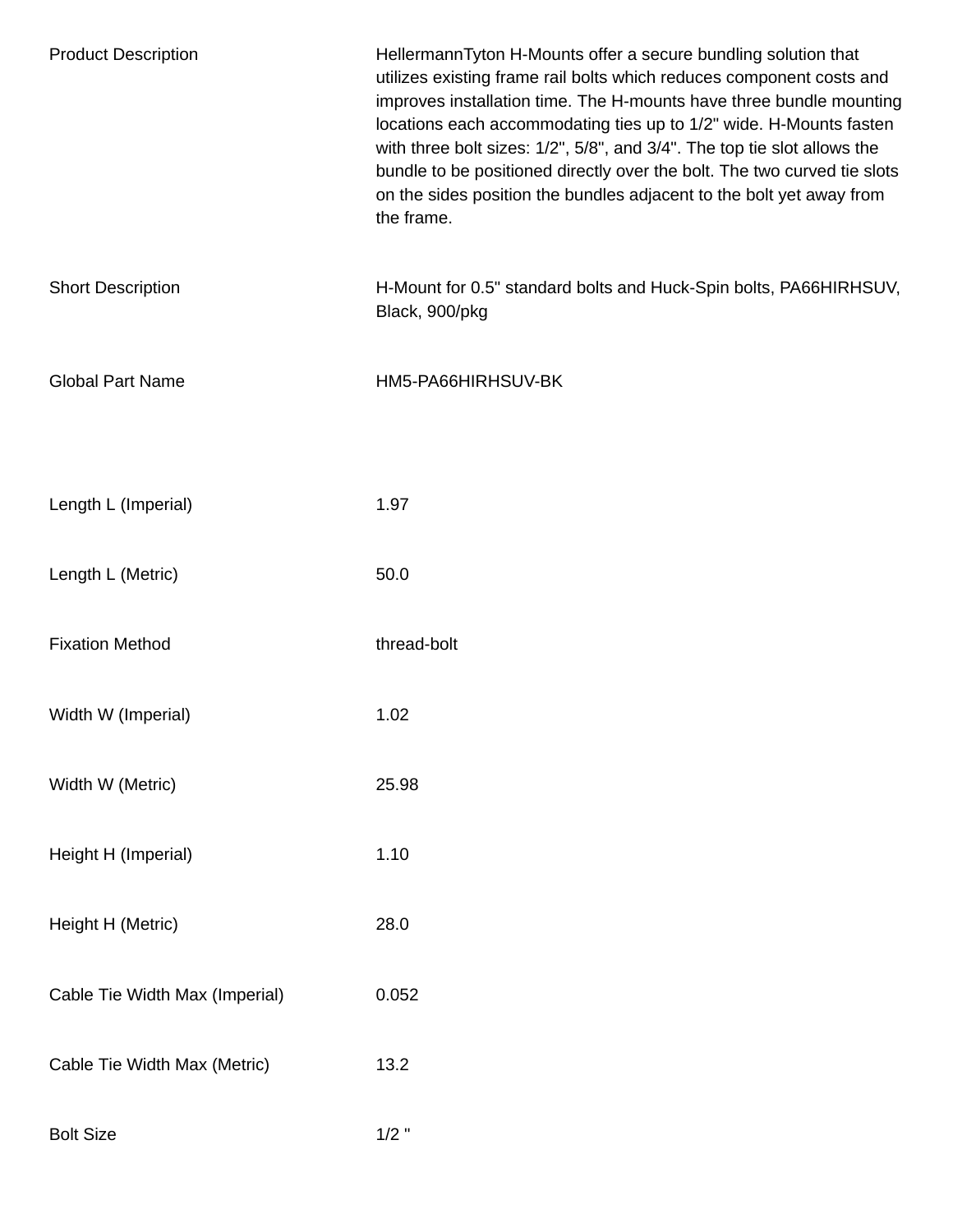| | |
|---|---|
| Product Description | HellermannTyton H-Mounts offer a secure bundling solution that utilizes existing frame rail bolts which reduces component costs and improves installation time. The H-mounts have three bundle mounting locations each accommodating ties up to 1/2" wide. H-Mounts fasten with three bolt sizes: 1/2", 5/8", and 3/4". The top tie slot allows the bundle to be positioned directly over the bolt. The two curved tie slots on the sides position the bundles adjacent to the bolt yet away from the frame. |
| Short Description | H-Mount for 0.5" standard bolts and Huck-Spin bolts, PA66HIRHSUV, Black, 900/pkg |
| Global Part Name | HM5-PA66HIRHSUV-BK |
| Length L (Imperial) | 1.97 |
| Length L (Metric) | 50.0 |
| Fixation Method | thread-bolt |
| Width W (Imperial) | 1.02 |
| Width W (Metric) | 25.98 |
| Height H (Imperial) | 1.10 |
| Height H (Metric) | 28.0 |
| Cable Tie Width Max (Imperial) | 0.052 |
| Cable Tie Width Max (Metric) | 13.2 |
| Bolt Size | 1/2 " |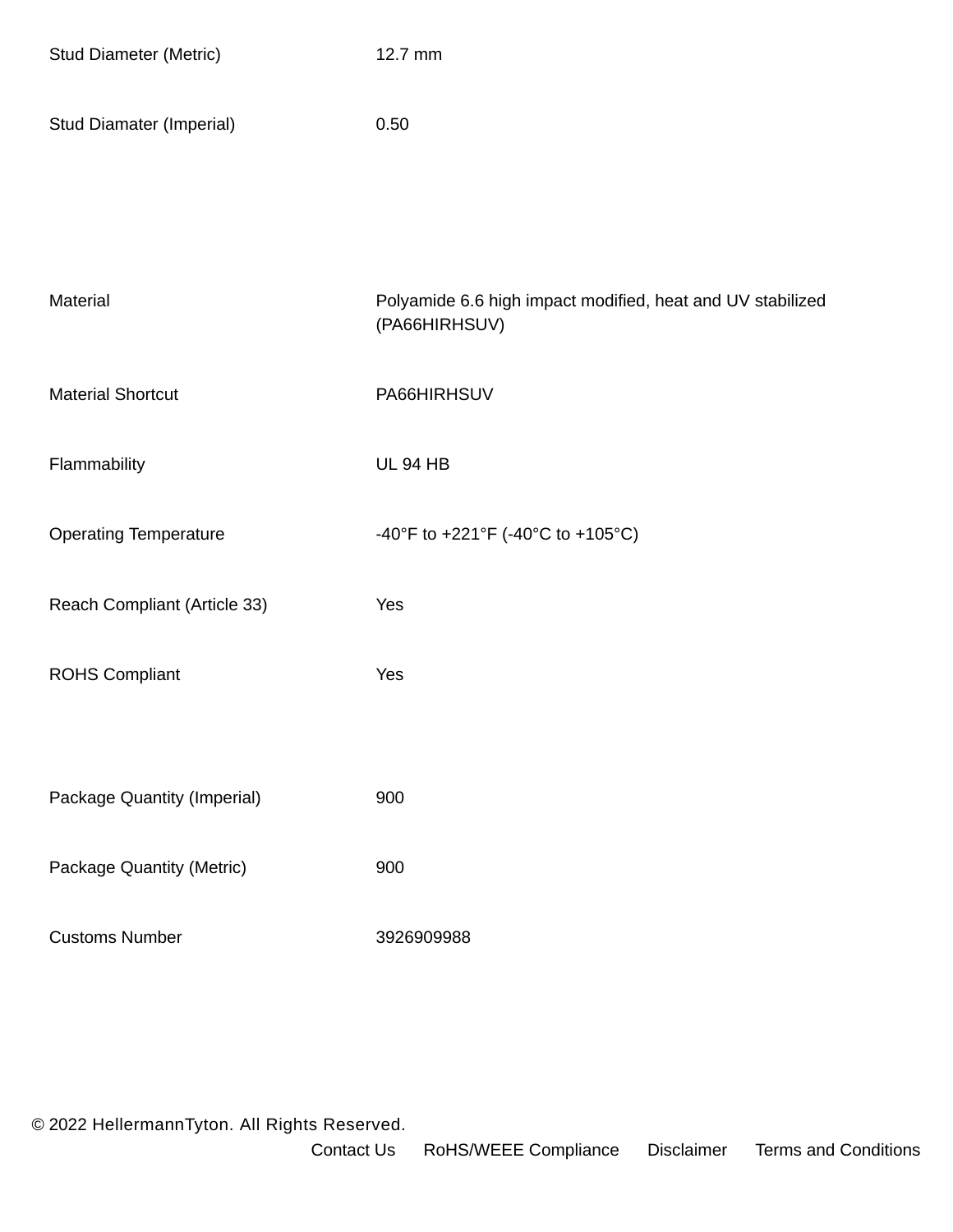| | |
|---|---|
| Stud Diameter (Metric) | 12.7 mm |
| Stud Diamater (Imperial) | 0.50 |

| | |
|---|---|
| Material | Polyamide 6.6 high impact modified, heat and UV stabilized (PA66HIRHSUV) |
| Material Shortcut | PA66HIRHSUV |
| Flammability | UL 94 HB |
| Operating Temperature | -40°F to +221°F (-40°C to +105°C) |
| Reach Compliant (Article 33) | Yes |
| ROHS Compliant | Yes |

| | |
|---|---|
| Package Quantity (Imperial) | 900 |
| Package Quantity (Metric) | 900 |
| Customs Number | 3926909988 |

© 2022 HellermannTyton. All Rights Reserved.

Contact Us RoHS/WEEE Compliance Disclaimer Terms and Conditions